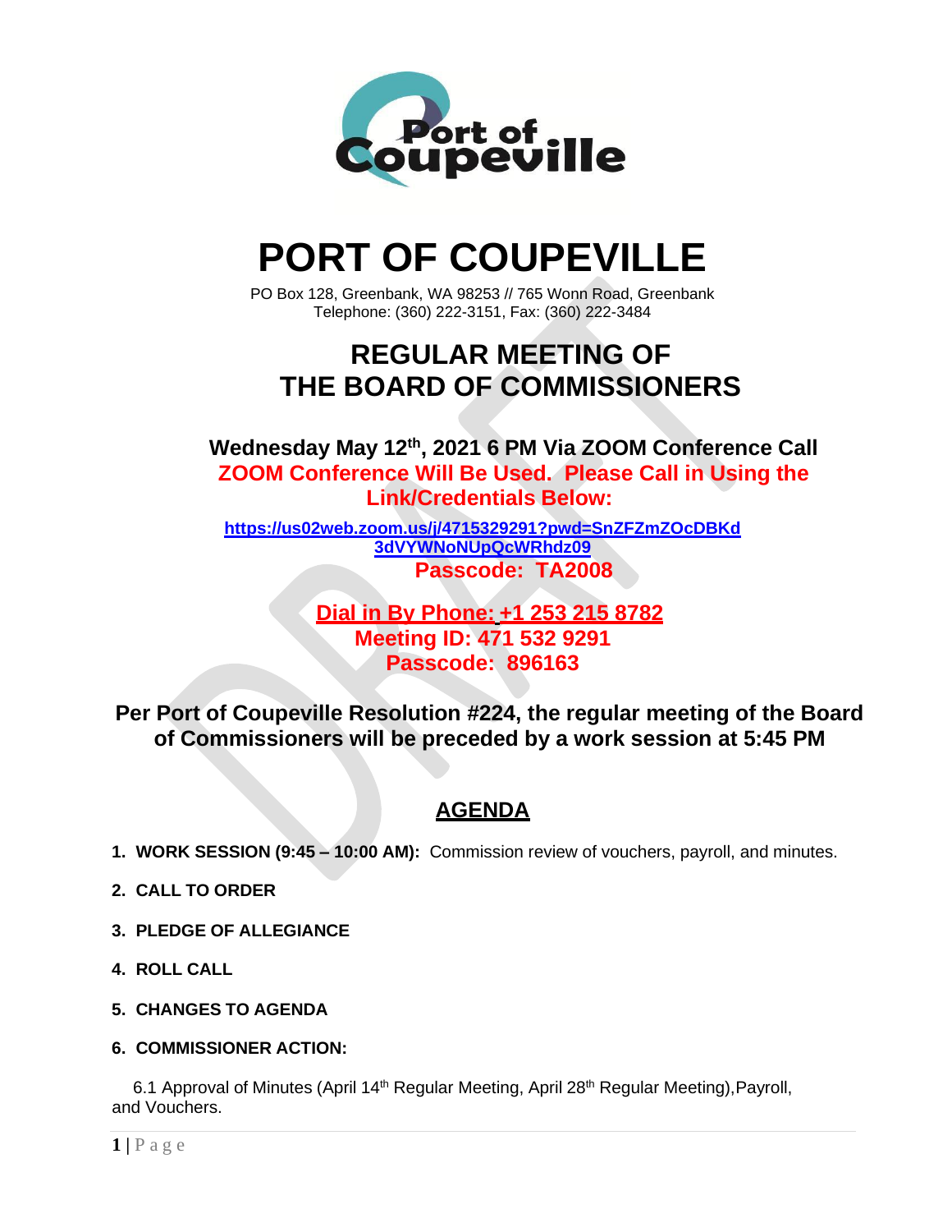# PORT OF COUPEVILLE

PO Box 128, Greenbank, WA 98253 // 765 Wonn Road, Greenbank
Telephone: (360) 222-3151, Fax: (360) 222-3484

## REGULAR MEETING OF THE BOARD OF COMMISSIONERS

**Wednesday May 12th, 2021 6 PM Via ZOOM Conference Call**

**ZOOM Conference Will Be Used. Please Call in Using the Link/Credentials Below:**

**https://us02web.zoom.us/j/4715329291?pwd=SnZFZmZOcDBKd3dVYWNoNUpQcWRhdz09**

**Passcode: TA2008**

**Dial in By Phone: +1 253 215 8782**
**Meeting ID: 471 532 9291**
**Passcode: 896163**

**Per Port of Coupeville Resolution #224, the regular meeting of the Board of Commissioners will be preceded by a work session at 5:45 PM**

## AGENDA

1. **WORK SESSION (9:45 – 10:00 AM):** Commission review of vouchers, payroll, and minutes.
2. **CALL TO ORDER**
3. **PLEDGE OF ALLEGIANCE**
4. **ROLL CALL**
5. **CHANGES TO AGENDA**
6. **COMMISSIONER ACTION:**

   6.1 Approval of Minutes (April 14th Regular Meeting, April 28th Regular Meeting),Payroll, and Vouchers.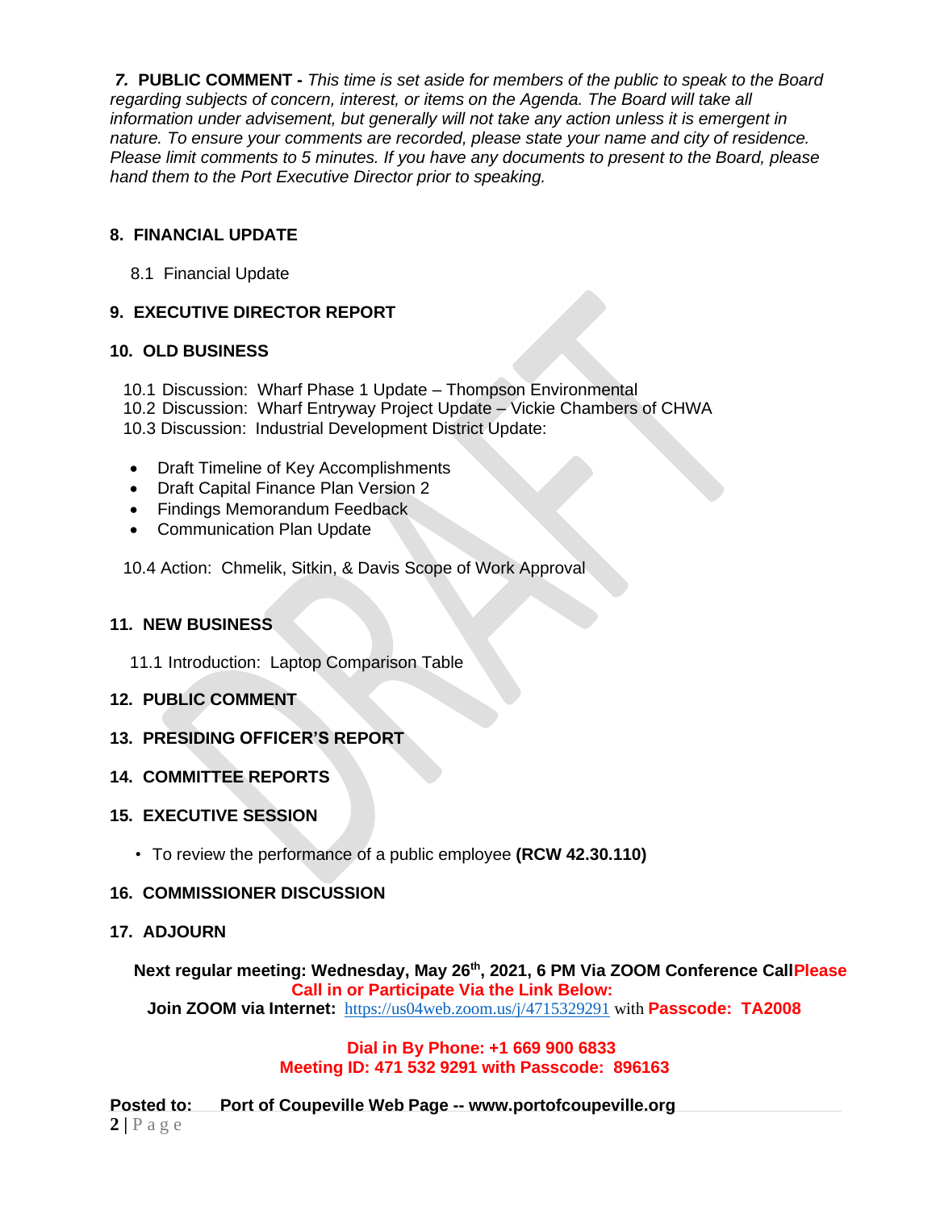**7. PUBLIC COMMENT -** *This time is set aside for members of the public to speak to the Board regarding subjects of concern, interest, or items on the Agenda. The Board will take all information under advisement, but generally will not take any action unless it is emergent in nature. To ensure your comments are recorded, please state your name and city of residence. Please limit comments to 5 minutes. If you have any documents to present to the Board, please hand them to the Port Executive Director prior to speaking.*

**8. FINANCIAL UPDATE**

8.1 Financial Update

**9. EXECUTIVE DIRECTOR REPORT**

**10. OLD BUSINESS**

10.1 Discussion: Wharf Phase 1 Update – Thompson Environmental
10.2 Discussion: Wharf Entryway Project Update – Vickie Chambers of CHWA
10.3 Discussion: Industrial Development District Update:

- Draft Timeline of Key Accomplishments
- Draft Capital Finance Plan Version 2
- Findings Memorandum Feedback
- Communication Plan Update

10.4 Action: Chmelik, Sitkin, & Davis Scope of Work Approval

**11. NEW BUSINESS**

11.1 Introduction: Laptop Comparison Table

**12. PUBLIC COMMENT**

**13. PRESIDING OFFICER'S REPORT**

**14. COMMITTEE REPORTS**

**15. EXECUTIVE SESSION**

- To review the performance of a public employee **(RCW 42.30.110)**

**16. COMMISSIONER DISCUSSION**

**17. ADJOURN**

**Next regular meeting: Wednesday, May 26th, 2021, 6 PM Via ZOOM Conference Call Please Call in or Participate Via the Link Below:**
**Join ZOOM via Internet:** https://us04web.zoom.us/j/4715329291 with **Passcode: TA2008**

**Dial in By Phone: +1 669 900 6833**
**Meeting ID: 471 532 9291 with Passcode: 896163**

**Posted to: Port of Coupeville Web Page -- www.portofcoupeville.org**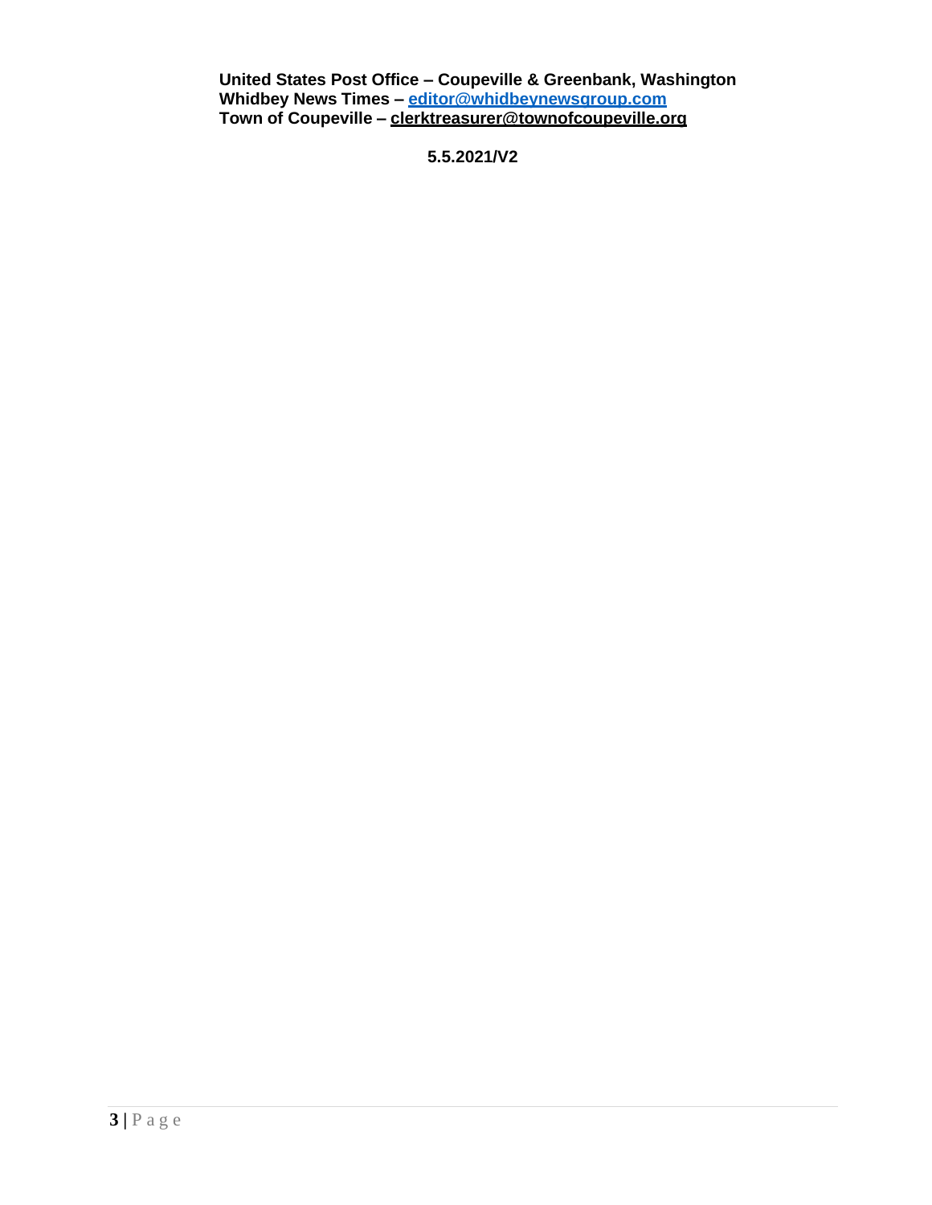**United States Post Office – Coupeville & Greenbank, Washington**
**Whidbey News Times – editor@whidbeynewsgroup.com**
**Town of Coupeville – clerktreasurer@townofcoupeville.org**

**5.5.2021/V2**